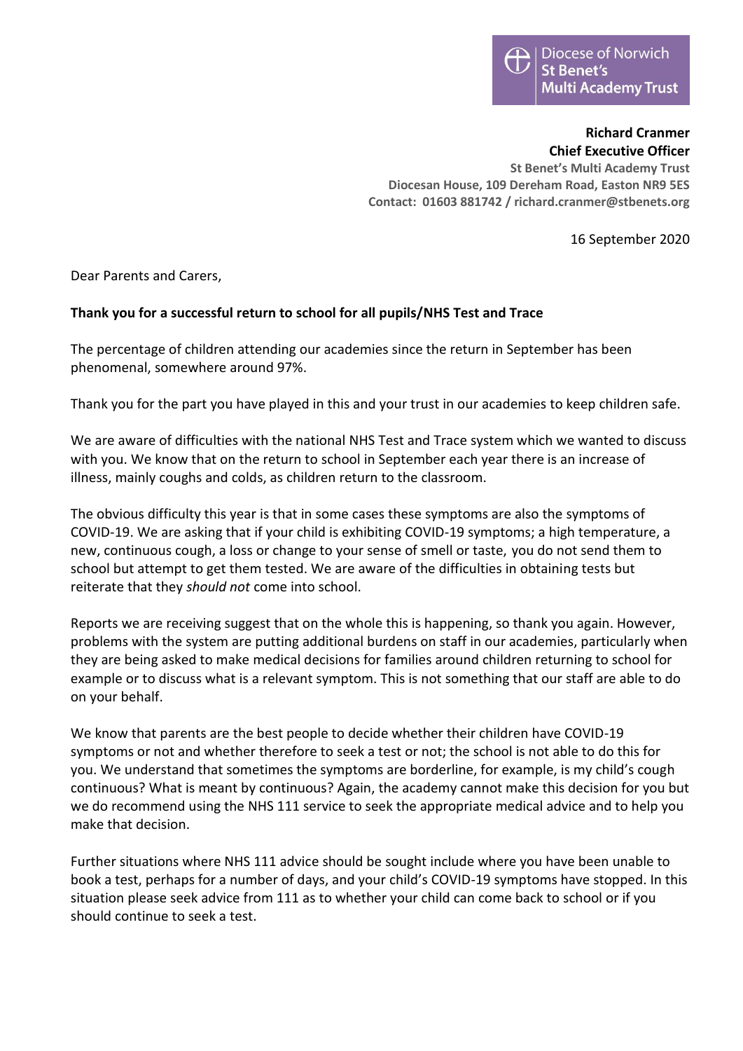Diocese of Norwich
**St Benet's Multi Academy Trust**

**Richard Cranmer**
**Chief Executive Officer**
**St Benet's Multi Academy Trust**
**Diocesan House, 109 Dereham Road, Easton NR9 5ES**
**Contact: 01603 881742 / richard.cranmer@stbenets.org**

16 September 2020

Dear Parents and Carers,

**Thank you for a successful return to school for all pupils/NHS Test and Trace**

The percentage of children attending our academies since the return in September has been phenomenal, somewhere around 97%.

Thank you for the part you have played in this and your trust in our academies to keep children safe.

We are aware of difficulties with the national NHS Test and Trace system which we wanted to discuss with you. We know that on the return to school in September each year there is an increase of illness, mainly coughs and colds, as children return to the classroom.

The obvious difficulty this year is that in some cases these symptoms are also the symptoms of COVID-19. We are asking that if your child is exhibiting COVID-19 symptoms; a high temperature, a new, continuous cough, a loss or change to your sense of smell or taste, you do not send them to school but attempt to get them tested. We are aware of the difficulties in obtaining tests but reiterate that they *should not* come into school.

Reports we are receiving suggest that on the whole this is happening, so thank you again. However, problems with the system are putting additional burdens on staff in our academies, particularly when they are being asked to make medical decisions for families around children returning to school for example or to discuss what is a relevant symptom. This is not something that our staff are able to do on your behalf.

We know that parents are the best people to decide whether their children have COVID-19 symptoms or not and whether therefore to seek a test or not; the school is not able to do this for you. We understand that sometimes the symptoms are borderline, for example, is my child's cough continuous? What is meant by continuous? Again, the academy cannot make this decision for you but we do recommend using the NHS 111 service to seek the appropriate medical advice and to help you make that decision.

Further situations where NHS 111 advice should be sought include where you have been unable to book a test, perhaps for a number of days, and your child's COVID-19 symptoms have stopped. In this situation please seek advice from 111 as to whether your child can come back to school or if you should continue to seek a test.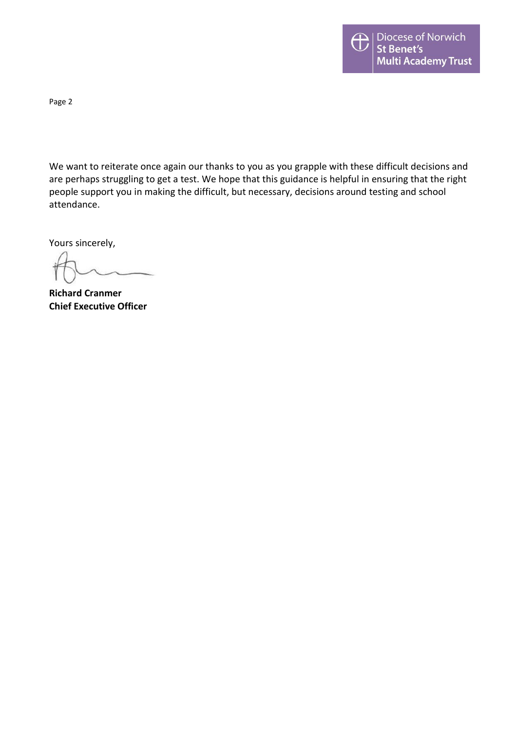We want to reiterate once again our thanks to you as you grapple with these difficult decisions and are perhaps struggling to get a test. We hope that this guidance is helpful in ensuring that the right people support you in making the difficult, but necessary, decisions around testing and school attendance.

Yours sincerely,

**Richard Cranmer**
**Chief Executive Officer**